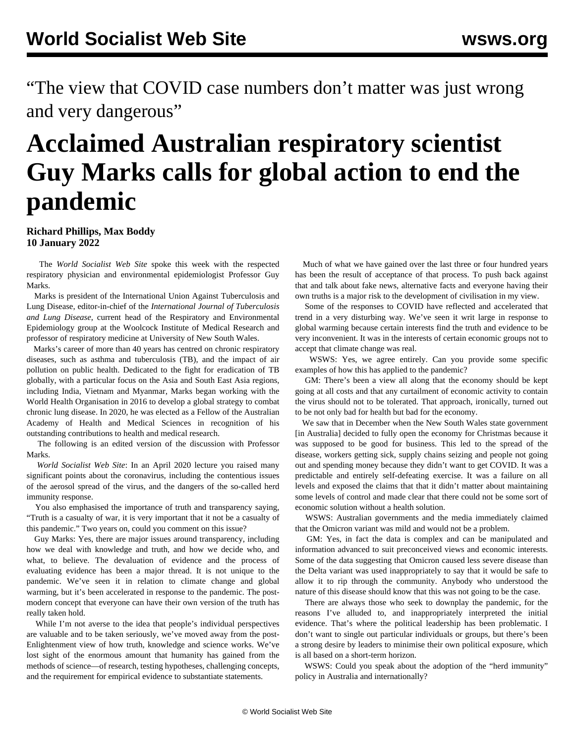“The view that COVID case numbers don’t matter was just wrong and very dangerous”

# Acclaimed Australian respiratory scientist Guy Marks calls for global action to end the pandemic

**Richard Phillips, Max Boddy**
**10 January 2022**

The *World Socialist Web Site* spoke this week with the respected respiratory physician and environmental epidemiologist Professor Guy Marks.

Marks is president of the International Union Against Tuberculosis and Lung Disease, editor-in-chief of the *International Journal of Tuberculosis and Lung Disease*, current head of the Respiratory and Environmental Epidemiology group at the Woolcock Institute of Medical Research and professor of respiratory medicine at University of New South Wales.

Marks’s career of more than 40 years has centred on chronic respiratory diseases, such as asthma and tuberculosis (TB), and the impact of air pollution on public health. Dedicated to the fight for eradication of TB globally, with a particular focus on the Asia and South East Asia regions, including India, Vietnam and Myanmar, Marks began working with the World Health Organisation in 2016 to develop a global strategy to combat chronic lung disease. In 2020, he was elected as a Fellow of the Australian Academy of Health and Medical Sciences in recognition of his outstanding contributions to health and medical research.

The following is an edited version of the discussion with Professor Marks.

*World Socialist Web Site*: In an April 2020 lecture you raised many significant points about the coronavirus, including the contentious issues of the aerosol spread of the virus, and the dangers of the so-called herd immunity response.

You also emphasised the importance of truth and transparency saying, “Truth is a casualty of war, it is very important that it not be a casualty of this pandemic.” Two years on, could you comment on this issue?

Guy Marks: Yes, there are major issues around transparency, including how we deal with knowledge and truth, and how we decide who, and what, to believe. The devaluation of evidence and the process of evaluating evidence has been a major thread. It is not unique to the pandemic. We’ve seen it in relation to climate change and global warming, but it’s been accelerated in response to the pandemic. The post-modern concept that everyone can have their own version of the truth has really taken hold.

While I’m not averse to the idea that people’s individual perspectives are valuable and to be taken seriously, we’ve moved away from the post-Enlightenment view of how truth, knowledge and science works. We’ve lost sight of the enormous amount that humanity has gained from the methods of science—of research, testing hypotheses, challenging concepts, and the requirement for empirical evidence to substantiate statements.

Much of what we have gained over the last three or four hundred years has been the result of acceptance of that process. To push back against that and talk about fake news, alternative facts and everyone having their own truths is a major risk to the development of civilisation in my view.

Some of the responses to COVID have reflected and accelerated that trend in a very disturbing way. We’ve seen it writ large in response to global warming because certain interests find the truth and evidence to be very inconvenient. It was in the interests of certain economic groups not to accept that climate change was real.

WSWS: Yes, we agree entirely. Can you provide some specific examples of how this has applied to the pandemic?

GM: There’s been a view all along that the economy should be kept going at all costs and that any curtailment of economic activity to contain the virus should not to be tolerated. That approach, ironically, turned out to be not only bad for health but bad for the economy.

We saw that in December when the New South Wales state government [in Australia] decided to fully open the economy for Christmas because it was supposed to be good for business. This led to the spread of the disease, workers getting sick, supply chains seizing and people not going out and spending money because they didn’t want to get COVID. It was a predictable and entirely self-defeating exercise. It was a failure on all levels and exposed the claims that that it didn’t matter about maintaining some levels of control and made clear that there could not be some sort of economic solution without a health solution.

WSWS: Australian governments and the media immediately claimed that the Omicron variant was mild and would not be a problem.

GM: Yes, in fact the data is complex and can be manipulated and information advanced to suit preconceived views and economic interests. Some of the data suggesting that Omicron caused less severe disease than the Delta variant was used inappropriately to say that it would be safe to allow it to rip through the community. Anybody who understood the nature of this disease should know that this was not going to be the case.

There are always those who seek to downplay the pandemic, for the reasons I’ve alluded to, and inappropriately interpreted the initial evidence. That’s where the political leadership has been problematic. I don’t want to single out particular individuals or groups, but there’s been a strong desire by leaders to minimise their own political exposure, which is all based on a short-term horizon.

WSWS: Could you speak about the adoption of the “herd immunity” policy in Australia and internationally?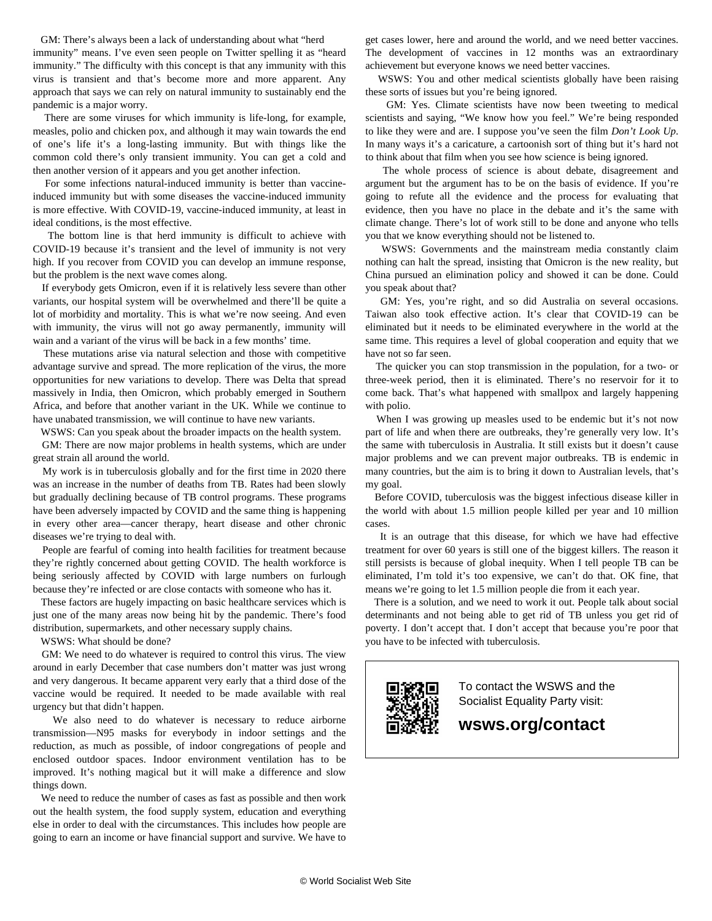GM: There's always been a lack of understanding about what "herd immunity" means. I've even seen people on Twitter spelling it as "heard immunity." The difficulty with this concept is that any immunity with this virus is transient and that's become more and more apparent. Any approach that says we can rely on natural immunity to sustainably end the pandemic is a major worry.

There are some viruses for which immunity is life-long, for example, measles, polio and chicken pox, and although it may wain towards the end of one's life it's a long-lasting immunity. But with things like the common cold there's only transient immunity. You can get a cold and then another version of it appears and you get another infection.

For some infections natural-induced immunity is better than vaccine-induced immunity but with some diseases the vaccine-induced immunity is more effective. With COVID-19, vaccine-induced immunity, at least in ideal conditions, is the most effective.

The bottom line is that herd immunity is difficult to achieve with COVID-19 because it's transient and the level of immunity is not very high. If you recover from COVID you can develop an immune response, but the problem is the next wave comes along.

If everybody gets Omicron, even if it is relatively less severe than other variants, our hospital system will be overwhelmed and there'll be quite a lot of morbidity and mortality. This is what we're now seeing. And even with immunity, the virus will not go away permanently, immunity will wain and a variant of the virus will be back in a few months' time.

These mutations arise via natural selection and those with competitive advantage survive and spread. The more replication of the virus, the more opportunities for new variations to develop. There was Delta that spread massively in India, then Omicron, which probably emerged in Southern Africa, and before that another variant in the UK. While we continue to have unabated transmission, we will continue to have new variants.

WSWS: Can you speak about the broader impacts on the health system.

GM: There are now major problems in health systems, which are under great strain all around the world.

My work is in tuberculosis globally and for the first time in 2020 there was an increase in the number of deaths from TB. Rates had been slowly but gradually declining because of TB control programs. These programs have been adversely impacted by COVID and the same thing is happening in every other area—cancer therapy, heart disease and other chronic diseases we're trying to deal with.

People are fearful of coming into health facilities for treatment because they're rightly concerned about getting COVID. The health workforce is being seriously affected by COVID with large numbers on furlough because they're infected or are close contacts with someone who has it.

These factors are hugely impacting on basic healthcare services which is just one of the many areas now being hit by the pandemic. There's food distribution, supermarkets, and other necessary supply chains.

WSWS: What should be done?

GM: We need to do whatever is required to control this virus. The view around in early December that case numbers don't matter was just wrong and very dangerous. It became apparent very early that a third dose of the vaccine would be required. It needed to be made available with real urgency but that didn't happen.

We also need to do whatever is necessary to reduce airborne transmission—N95 masks for everybody in indoor settings and the reduction, as much as possible, of indoor congregations of people and enclosed outdoor spaces. Indoor environment ventilation has to be improved. It's nothing magical but it will make a difference and slow things down.

We need to reduce the number of cases as fast as possible and then work out the health system, the food supply system, education and everything else in order to deal with the circumstances. This includes how people are going to earn an income or have financial support and survive. We have to get cases lower, here and around the world, and we need better vaccines. The development of vaccines in 12 months was an extraordinary achievement but everyone knows we need better vaccines.

WSWS: You and other medical scientists globally have been raising these sorts of issues but you're being ignored.

GM: Yes. Climate scientists have now been tweeting to medical scientists and saying, "We know how you feel." We're being responded to like they were and are. I suppose you've seen the film *Don't Look Up*. In many ways it's a caricature, a cartoonish sort of thing but it's hard not to think about that film when you see how science is being ignored.

The whole process of science is about debate, disagreement and argument but the argument has to be on the basis of evidence. If you're going to refute all the evidence and the process for evaluating that evidence, then you have no place in the debate and it's the same with climate change. There's lot of work still to be done and anyone who tells you that we know everything should not be listened to.

WSWS: Governments and the mainstream media constantly claim nothing can halt the spread, insisting that Omicron is the new reality, but China pursued an elimination policy and showed it can be done. Could you speak about that?

GM: Yes, you're right, and so did Australia on several occasions. Taiwan also took effective action. It's clear that COVID-19 can be eliminated but it needs to be eliminated everywhere in the world at the same time. This requires a level of global cooperation and equity that we have not so far seen.

The quicker you can stop transmission in the population, for a two- or three-week period, then it is eliminated. There's no reservoir for it to come back. That's what happened with smallpox and largely happening with polio.

When I was growing up measles used to be endemic but it's not now part of life and when there are outbreaks, they're generally very low. It's the same with tuberculosis in Australia. It still exists but it doesn't cause major problems and we can prevent major outbreaks. TB is endemic in many countries, but the aim is to bring it down to Australian levels, that's my goal.

Before COVID, tuberculosis was the biggest infectious disease killer in the world with about 1.5 million people killed per year and 10 million cases.

It is an outrage that this disease, for which we have had effective treatment for over 60 years is still one of the biggest killers. The reason it still persists is because of global inequity. When I tell people TB can be eliminated, I'm told it's too expensive, we can't do that. OK fine, that means we're going to let 1.5 million people die from it each year.

There is a solution, and we need to work it out. People talk about social determinants and not being able to get rid of TB unless you get rid of poverty. I don't accept that. I don't accept that because you're poor that you have to be infected with tuberculosis.

To contact the WSWS and the Socialist Equality Party visit:

**wsws.org/contact**